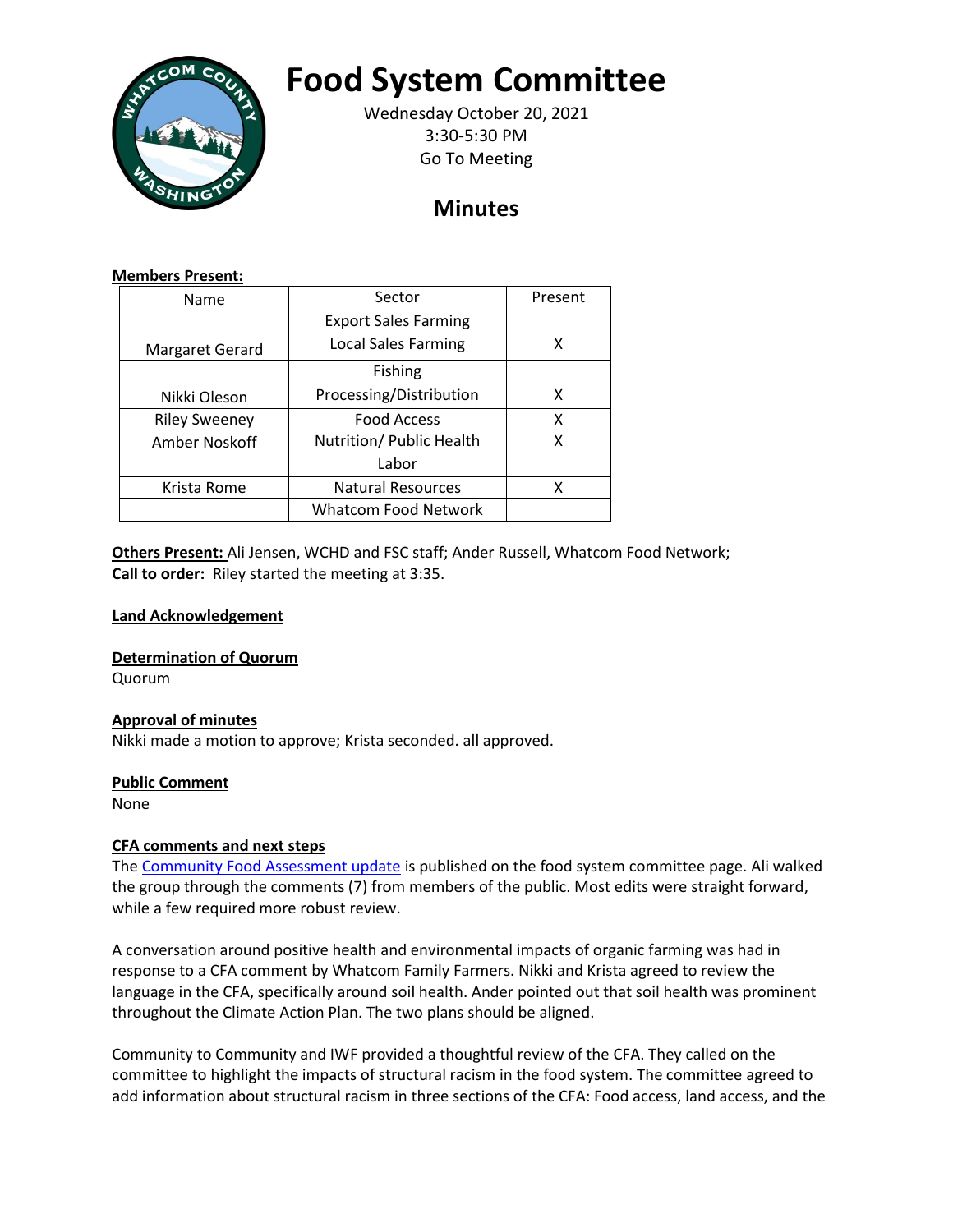# Food System Committee

Wednesday October 20, 2021
3:30-5:30 PM
Go To Meeting

## Minutes

**Members Present:**

| Name | Sector | Present |
|---|---|---|
| | Export Sales Farming | |
| Margaret Gerard | Local Sales Farming | X |
| | Fishing | |
| Nikki Oleson | Processing/Distribution | X |
| Riley Sweeney | Food Access | X |
| Amber Noskoff | Nutrition/ Public Health | X |
| | Labor | |
| Krista Rome | Natural Resources | X |
| | Whatcom Food Network | |

**Others Present:** Ali Jensen, WCHD and FSC staff; Ander Russell, Whatcom Food Network;
**Call to order:** Riley started the meeting at 3:35.

**Land Acknowledgement**

**Determination of Quorum**
Quorum

**Approval of minutes**
Nikki made a motion to approve; Krista seconded. all approved.

**Public Comment**
None

**CFA comments and next steps**
The Community Food Assessment update is published on the food system committee page. Ali walked the group through the comments (7) from members of the public. Most edits were straight forward, while a few required more robust review.

A conversation around positive health and environmental impacts of organic farming was had in response to a CFA comment by Whatcom Family Farmers. Nikki and Krista agreed to review the language in the CFA, specifically around soil health. Ander pointed out that soil health was prominent throughout the Climate Action Plan. The two plans should be aligned.

Community to Community and IWF provided a thoughtful review of the CFA. They called on the committee to highlight the impacts of structural racism in the food system. The committee agreed to add information about structural racism in three sections of the CFA: Food access, land access, and the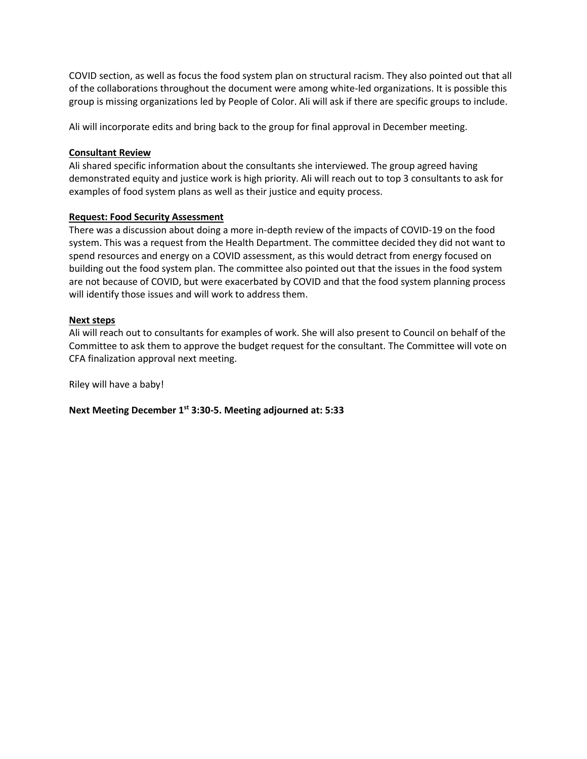COVID section, as well as focus the food system plan on structural racism. They also pointed out that all of the collaborations throughout the document were among white-led organizations. It is possible this group is missing organizations led by People of Color. Ali will ask if there are specific groups to include.

Ali will incorporate edits and bring back to the group for final approval in December meeting.

**Consultant Review**

Ali shared specific information about the consultants she interviewed. The group agreed having demonstrated equity and justice work is high priority. Ali will reach out to top 3 consultants to ask for examples of food system plans as well as their justice and equity process.

**Request: Food Security Assessment**

There was a discussion about doing a more in-depth review of the impacts of COVID-19 on the food system. This was a request from the Health Department. The committee decided they did not want to spend resources and energy on a COVID assessment, as this would detract from energy focused on building out the food system plan. The committee also pointed out that the issues in the food system are not because of COVID, but were exacerbated by COVID and that the food system planning process will identify those issues and will work to address them.

**Next steps**

Ali will reach out to consultants for examples of work. She will also present to Council on behalf of the Committee to ask them to approve the budget request for the consultant. The Committee will vote on CFA finalization approval next meeting.

Riley will have a baby!

**Next Meeting December 1st 3:30-5. Meeting adjourned at: 5:33**